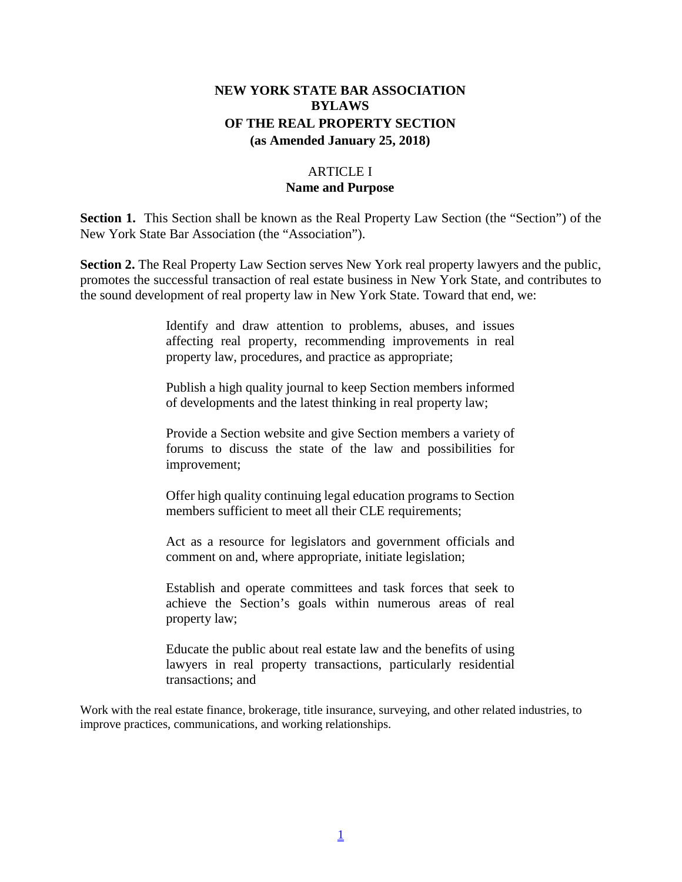# NEW YORK STATE BAR ASSOCIATION BYLAWS OF THE REAL PROPERTY SECTION (as Amended January 25, 2018)

## ARTICLE I
## Name and Purpose

**Section 1.** This Section shall be known as the Real Property Law Section (the "Section") of the New York State Bar Association (the "Association").

**Section 2.** The Real Property Law Section serves New York real property lawyers and the public, promotes the successful transaction of real estate business in New York State, and contributes to the sound development of real property law in New York State. Toward that end, we:

> Identify and draw attention to problems, abuses, and issues affecting real property, recommending improvements in real property law, procedures, and practice as appropriate;
>
> Publish a high quality journal to keep Section members informed of developments and the latest thinking in real property law;
>
> Provide a Section website and give Section members a variety of forums to discuss the state of the law and possibilities for improvement;
>
> Offer high quality continuing legal education programs to Section members sufficient to meet all their CLE requirements;
>
> Act as a resource for legislators and government officials and comment on and, where appropriate, initiate legislation;
>
> Establish and operate committees and task forces that seek to achieve the Section's goals within numerous areas of real property law;
>
> Educate the public about real estate law and the benefits of using lawyers in real property transactions, particularly residential transactions; and

Work with the real estate finance, brokerage, title insurance, surveying, and other related industries, to improve practices, communications, and working relationships.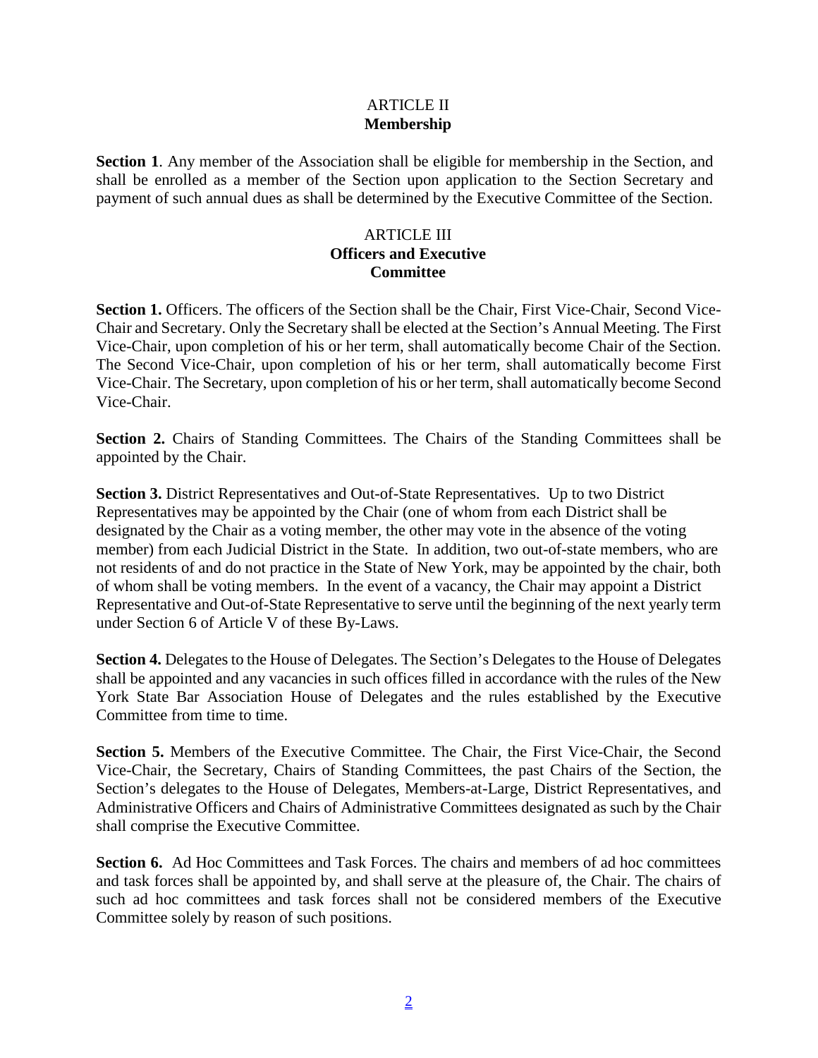## ARTICLE II
## **Membership**

**Section 1**. Any member of the Association shall be eligible for membership in the Section, and shall be enrolled as a member of the Section upon application to the Section Secretary and payment of such annual dues as shall be determined by the Executive Committee of the Section.

## ARTICLE III
## **Officers and Executive Committee**

**Section 1.** Officers. The officers of the Section shall be the Chair, First Vice-Chair, Second Vice-Chair and Secretary. Only the Secretary shall be elected at the Section's Annual Meeting. The First Vice-Chair, upon completion of his or her term, shall automatically become Chair of the Section. The Second Vice-Chair, upon completion of his or her term, shall automatically become First Vice-Chair. The Secretary, upon completion of his or her term, shall automatically become Second Vice-Chair.

**Section 2.** Chairs of Standing Committees. The Chairs of the Standing Committees shall be appointed by the Chair.

**Section 3.** District Representatives and Out-of-State Representatives. Up to two District Representatives may be appointed by the Chair (one of whom from each District shall be designated by the Chair as a voting member, the other may vote in the absence of the voting member) from each Judicial District in the State. In addition, two out-of-state members, who are not residents of and do not practice in the State of New York, may be appointed by the chair, both of whom shall be voting members. In the event of a vacancy, the Chair may appoint a District Representative and Out-of-State Representative to serve until the beginning of the next yearly term under Section 6 of Article V of these By-Laws.

**Section 4.** Delegates to the House of Delegates. The Section's Delegates to the House of Delegates shall be appointed and any vacancies in such offices filled in accordance with the rules of the New York State Bar Association House of Delegates and the rules established by the Executive Committee from time to time.

**Section 5.** Members of the Executive Committee. The Chair, the First Vice-Chair, the Second Vice-Chair, the Secretary, Chairs of Standing Committees, the past Chairs of the Section, the Section's delegates to the House of Delegates, Members-at-Large, District Representatives, and Administrative Officers and Chairs of Administrative Committees designated as such by the Chair shall comprise the Executive Committee.

**Section 6.** Ad Hoc Committees and Task Forces. The chairs and members of ad hoc committees and task forces shall be appointed by, and shall serve at the pleasure of, the Chair. The chairs of such ad hoc committees and task forces shall not be considered members of the Executive Committee solely by reason of such positions.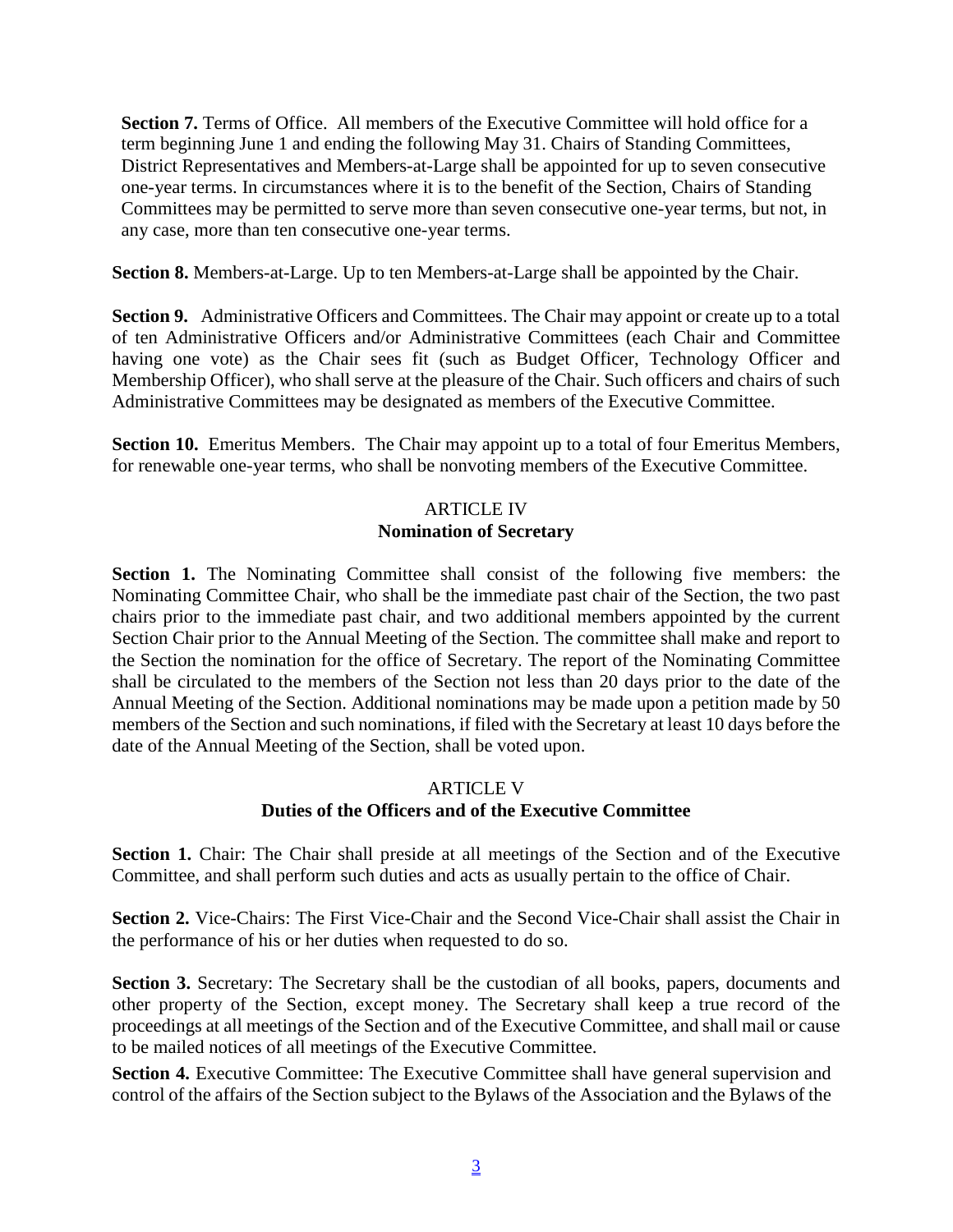**Section 7.** Terms of Office. All members of the Executive Committee will hold office for a term beginning June 1 and ending the following May 31. Chairs of Standing Committees, District Representatives and Members-at-Large shall be appointed for up to seven consecutive one-year terms. In circumstances where it is to the benefit of the Section, Chairs of Standing Committees may be permitted to serve more than seven consecutive one-year terms, but not, in any case, more than ten consecutive one-year terms.

**Section 8.** Members-at-Large. Up to ten Members-at-Large shall be appointed by the Chair.

**Section 9.** Administrative Officers and Committees. The Chair may appoint or create up to a total of ten Administrative Officers and/or Administrative Committees (each Chair and Committee having one vote) as the Chair sees fit (such as Budget Officer, Technology Officer and Membership Officer), who shall serve at the pleasure of the Chair. Such officers and chairs of such Administrative Committees may be designated as members of the Executive Committee.

**Section 10.** Emeritus Members. The Chair may appoint up to a total of four Emeritus Members, for renewable one-year terms, who shall be nonvoting members of the Executive Committee.

## ARTICLE IV
## Nomination of Secretary

**Section 1.** The Nominating Committee shall consist of the following five members: the Nominating Committee Chair, who shall be the immediate past chair of the Section, the two past chairs prior to the immediate past chair, and two additional members appointed by the current Section Chair prior to the Annual Meeting of the Section. The committee shall make and report to the Section the nomination for the office of Secretary. The report of the Nominating Committee shall be circulated to the members of the Section not less than 20 days prior to the date of the Annual Meeting of the Section. Additional nominations may be made upon a petition made by 50 members of the Section and such nominations, if filed with the Secretary at least 10 days before the date of the Annual Meeting of the Section, shall be voted upon.

## ARTICLE V
## Duties of the Officers and of the Executive Committee

**Section 1.** Chair: The Chair shall preside at all meetings of the Section and of the Executive Committee, and shall perform such duties and acts as usually pertain to the office of Chair.

**Section 2.** Vice-Chairs: The First Vice-Chair and the Second Vice-Chair shall assist the Chair in the performance of his or her duties when requested to do so.

**Section 3.** Secretary: The Secretary shall be the custodian of all books, papers, documents and other property of the Section, except money. The Secretary shall keep a true record of the proceedings at all meetings of the Section and of the Executive Committee, and shall mail or cause to be mailed notices of all meetings of the Executive Committee.

**Section 4.** Executive Committee: The Executive Committee shall have general supervision and control of the affairs of the Section subject to the Bylaws of the Association and the Bylaws of the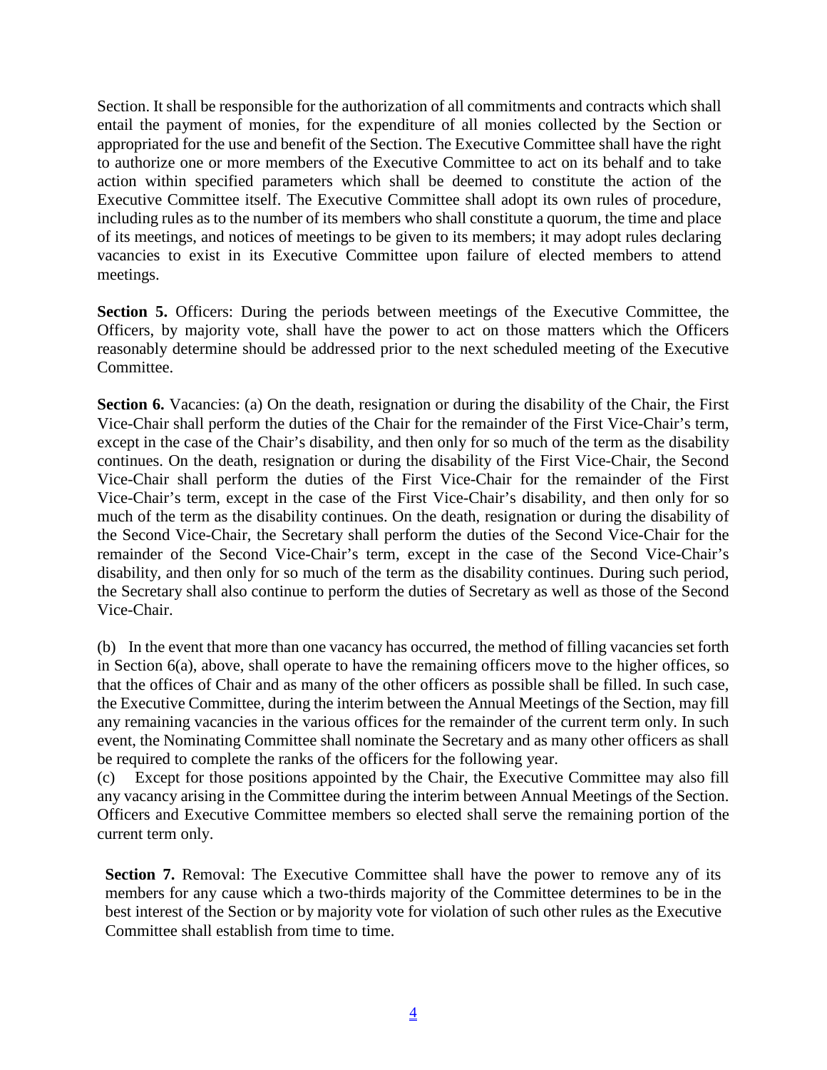Section. It shall be responsible for the authorization of all commitments and contracts which shall entail the payment of monies, for the expenditure of all monies collected by the Section or appropriated for the use and benefit of the Section. The Executive Committee shall have the right to authorize one or more members of the Executive Committee to act on its behalf and to take action within specified parameters which shall be deemed to constitute the action of the Executive Committee itself. The Executive Committee shall adopt its own rules of procedure, including rules as to the number of its members who shall constitute a quorum, the time and place of its meetings, and notices of meetings to be given to its members; it may adopt rules declaring vacancies to exist in its Executive Committee upon failure of elected members to attend meetings.

**Section 5.** Officers: During the periods between meetings of the Executive Committee, the Officers, by majority vote, shall have the power to act on those matters which the Officers reasonably determine should be addressed prior to the next scheduled meeting of the Executive Committee.

**Section 6.** Vacancies: (a) On the death, resignation or during the disability of the Chair, the First Vice-Chair shall perform the duties of the Chair for the remainder of the First Vice-Chair's term, except in the case of the Chair's disability, and then only for so much of the term as the disability continues. On the death, resignation or during the disability of the First Vice-Chair, the Second Vice-Chair shall perform the duties of the First Vice-Chair for the remainder of the First Vice-Chair's term, except in the case of the First Vice-Chair's disability, and then only for so much of the term as the disability continues. On the death, resignation or during the disability of the Second Vice-Chair, the Secretary shall perform the duties of the Second Vice-Chair for the remainder of the Second Vice-Chair's term, except in the case of the Second Vice-Chair's disability, and then only for so much of the term as the disability continues. During such period, the Secretary shall also continue to perform the duties of Secretary as well as those of the Second Vice-Chair.

(b) In the event that more than one vacancy has occurred, the method of filling vacancies set forth in Section 6(a), above, shall operate to have the remaining officers move to the higher offices, so that the offices of Chair and as many of the other officers as possible shall be filled. In such case, the Executive Committee, during the interim between the Annual Meetings of the Section, may fill any remaining vacancies in the various offices for the remainder of the current term only. In such event, the Nominating Committee shall nominate the Secretary and as many other officers as shall be required to complete the ranks of the officers for the following year.

(c) Except for those positions appointed by the Chair, the Executive Committee may also fill any vacancy arising in the Committee during the interim between Annual Meetings of the Section. Officers and Executive Committee members so elected shall serve the remaining portion of the current term only.

**Section 7.** Removal: The Executive Committee shall have the power to remove any of its members for any cause which a two-thirds majority of the Committee determines to be in the best interest of the Section or by majority vote for violation of such other rules as the Executive Committee shall establish from time to time.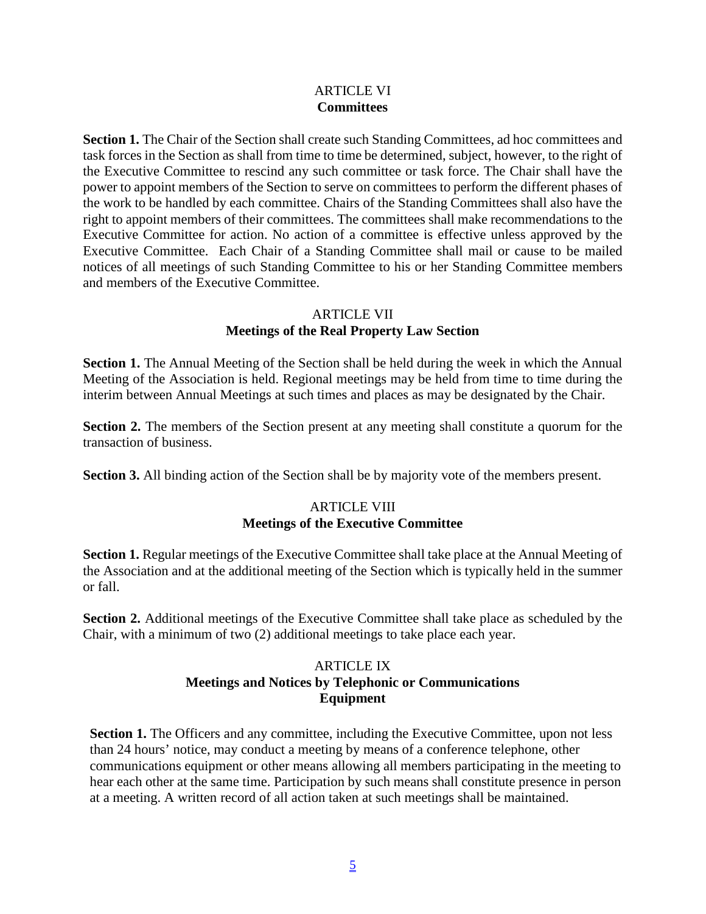## ARTICLE VI
## Committees

**Section 1.** The Chair of the Section shall create such Standing Committees, ad hoc committees and task forces in the Section as shall from time to time be determined, subject, however, to the right of the Executive Committee to rescind any such committee or task force. The Chair shall have the power to appoint members of the Section to serve on committees to perform the different phases of the work to be handled by each committee. Chairs of the Standing Committees shall also have the right to appoint members of their committees. The committees shall make recommendations to the Executive Committee for action. No action of a committee is effective unless approved by the Executive Committee. Each Chair of a Standing Committee shall mail or cause to be mailed notices of all meetings of such Standing Committee to his or her Standing Committee members and members of the Executive Committee.

## ARTICLE VII
## Meetings of the Real Property Law Section

**Section 1.** The Annual Meeting of the Section shall be held during the week in which the Annual Meeting of the Association is held. Regional meetings may be held from time to time during the interim between Annual Meetings at such times and places as may be designated by the Chair.

**Section 2.** The members of the Section present at any meeting shall constitute a quorum for the transaction of business.

**Section 3.** All binding action of the Section shall be by majority vote of the members present.

## ARTICLE VIII
## Meetings of the Executive Committee

**Section 1.** Regular meetings of the Executive Committee shall take place at the Annual Meeting of the Association and at the additional meeting of the Section which is typically held in the summer or fall.

**Section 2.** Additional meetings of the Executive Committee shall take place as scheduled by the Chair, with a minimum of two (2) additional meetings to take place each year.

## ARTICLE IX
## Meetings and Notices by Telephonic or Communications Equipment

**Section 1.** The Officers and any committee, including the Executive Committee, upon not less than 24 hours' notice, may conduct a meeting by means of a conference telephone, other communications equipment or other means allowing all members participating in the meeting to hear each other at the same time. Participation by such means shall constitute presence in person at a meeting. A written record of all action taken at such meetings shall be maintained.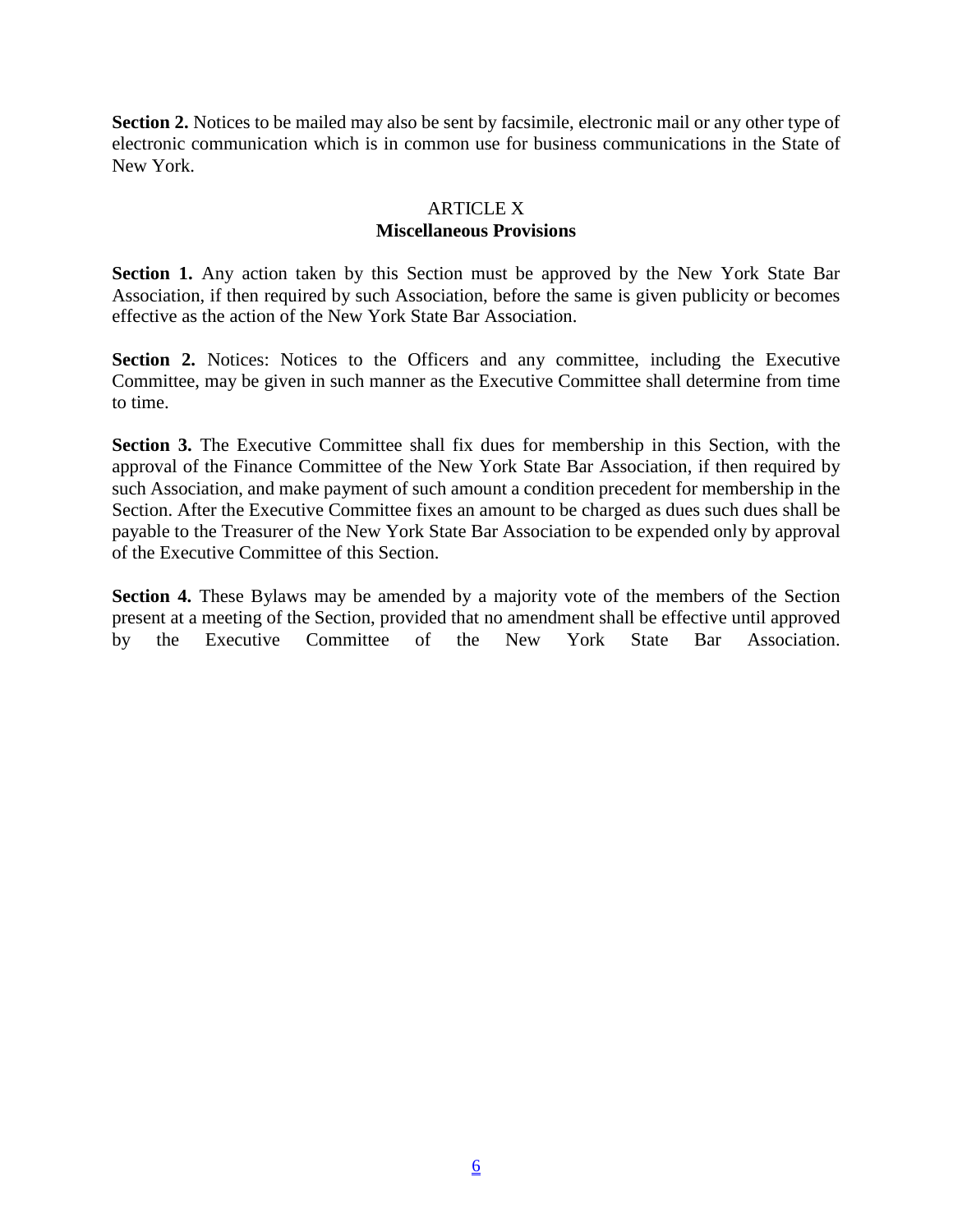**Section 2.** Notices to be mailed may also be sent by facsimile, electronic mail or any other type of electronic communication which is in common use for business communications in the State of New York.

## ARTICLE X
## Miscellaneous Provisions

**Section 1.** Any action taken by this Section must be approved by the New York State Bar Association, if then required by such Association, before the same is given publicity or becomes effective as the action of the New York State Bar Association.

**Section 2.** Notices: Notices to the Officers and any committee, including the Executive Committee, may be given in such manner as the Executive Committee shall determine from time to time.

**Section 3.** The Executive Committee shall fix dues for membership in this Section, with the approval of the Finance Committee of the New York State Bar Association, if then required by such Association, and make payment of such amount a condition precedent for membership in the Section. After the Executive Committee fixes an amount to be charged as dues such dues shall be payable to the Treasurer of the New York State Bar Association to be expended only by approval of the Executive Committee of this Section.

**Section 4.** These Bylaws may be amended by a majority vote of the members of the Section present at a meeting of the Section, provided that no amendment shall be effective until approved by the Executive Committee of the New York State Bar Association.